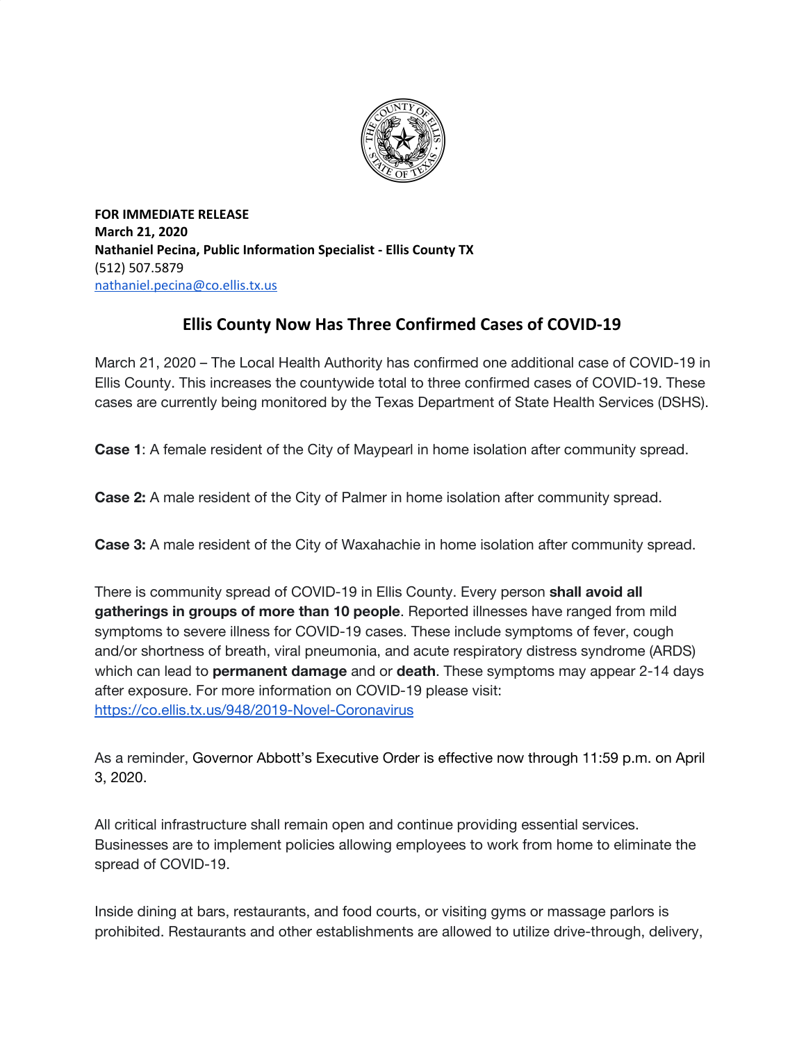**FOR IMMEDIATE RELEASE**
**March 21, 2020**
**Nathaniel Pecina, Public Information Specialist - Ellis County TX**
(512) 507.5879
nathaniel.pecina@co.ellis.tx.us

## Ellis County Now Has Three Confirmed Cases of COVID-19

March 21, 2020 – The Local Health Authority has confirmed one additional case of COVID-19 in Ellis County. This increases the countywide total to three confirmed cases of COVID-19. These cases are currently being monitored by the Texas Department of State Health Services (DSHS).

**Case 1**: A female resident of the City of Maypearl in home isolation after community spread.

**Case 2:** A male resident of the City of Palmer in home isolation after community spread.

**Case 3:** A male resident of the City of Waxahachie in home isolation after community spread.

There is community spread of COVID-19 in Ellis County. Every person **shall avoid all gatherings in groups of more than 10 people**. Reported illnesses have ranged from mild symptoms to severe illness for COVID-19 cases. These include symptoms of fever, cough and/or shortness of breath, viral pneumonia, and acute respiratory distress syndrome (ARDS) which can lead to **permanent damage** and or **death**. These symptoms may appear 2-14 days after exposure. For more information on COVID-19 please visit: https://co.ellis.tx.us/948/2019-Novel-Coronavirus

As a reminder, Governor Abbott's Executive Order is effective now through 11:59 p.m. on April 3, 2020.

All critical infrastructure shall remain open and continue providing essential services. Businesses are to implement policies allowing employees to work from home to eliminate the spread of COVID-19.

Inside dining at bars, restaurants, and food courts, or visiting gyms or massage parlors is prohibited. Restaurants and other establishments are allowed to utilize drive-through, delivery,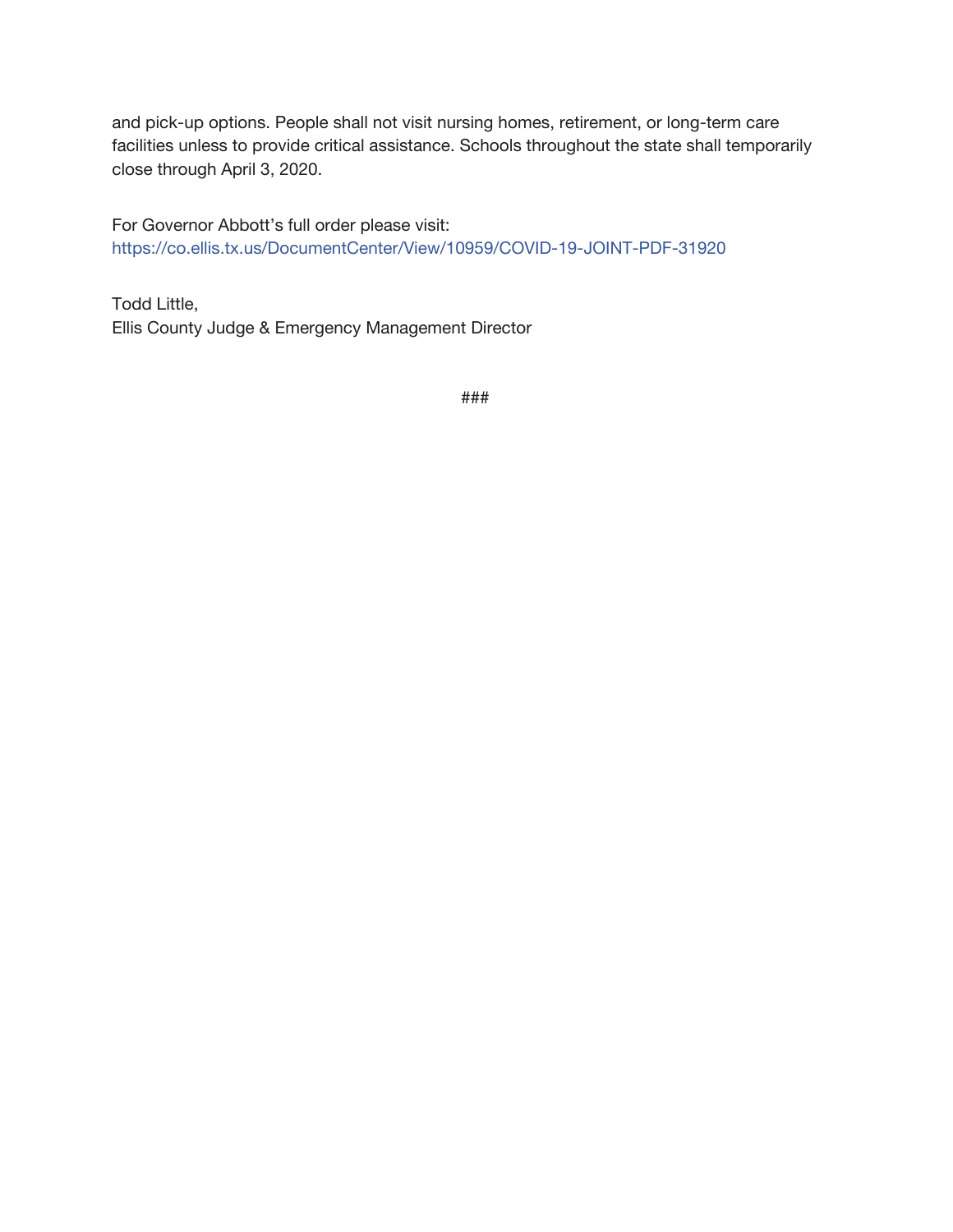and pick-up options. People shall not visit nursing homes, retirement, or long-term care facilities unless to provide critical assistance. Schools throughout the state shall temporarily close through April 3, 2020.

For Governor Abbott's full order please visit:
https://co.ellis.tx.us/DocumentCenter/View/10959/COVID-19-JOINT-PDF-31920

Todd Little,
Ellis County Judge & Emergency Management Director

###